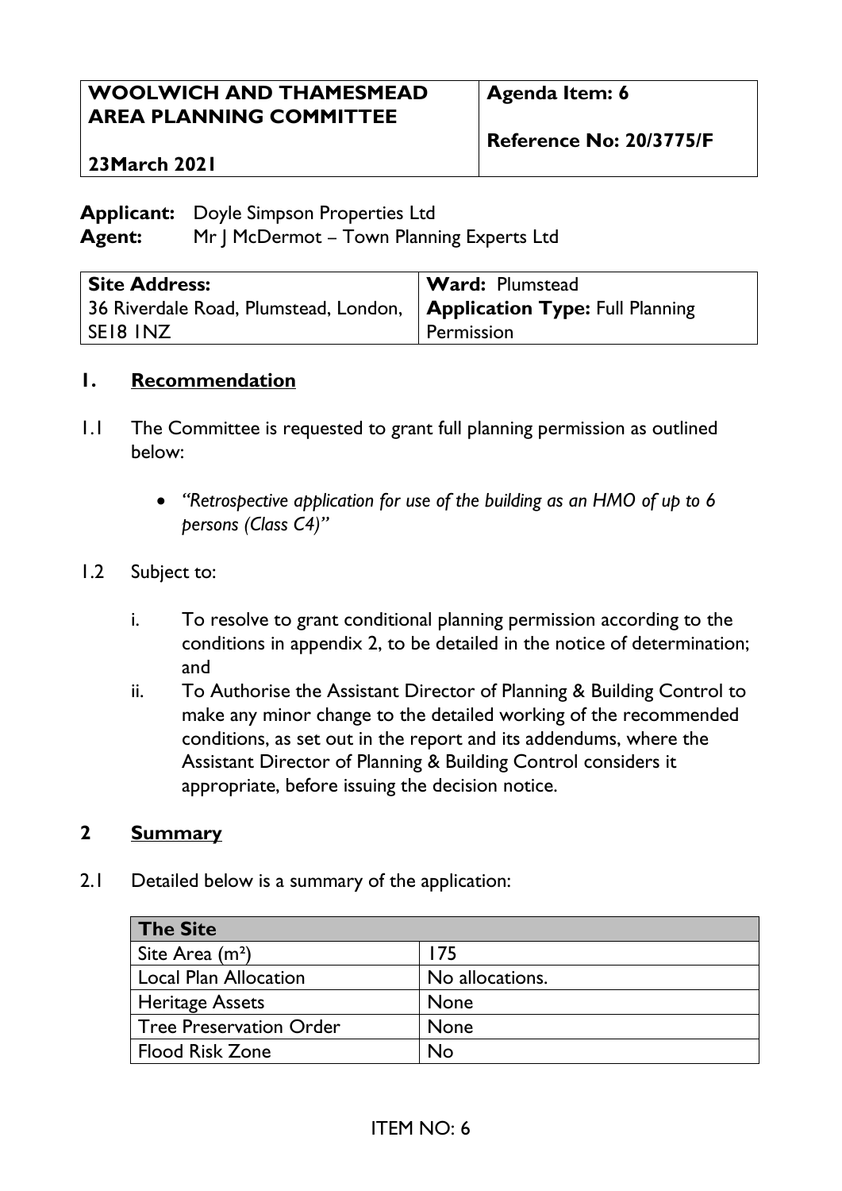| **WOOLWICH AND THAMESMEAD AREA PLANNING COMMITTEE** **23March 2021** | **Agenda Item: 6** **Reference No: 20/3775/F** |
|---|---|

**Applicant:** Doyle Simpson Properties Ltd
**Agent:** Mr J McDermot – Town Planning Experts Ltd

| **Site Address:** 36 Riverdale Road, Plumstead, London, SE18 1NZ | **Ward:** Plumstead **Application Type:** Full Planning Permission |
|---|---|

## 1. Recommendation

1.1 The Committee is requested to grant full planning permission as outlined below:

- *"Retrospective application for use of the building as an HMO of up to 6 persons (Class C4)"*

1.2 Subject to:

i. To resolve to grant conditional planning permission according to the conditions in appendix 2, to be detailed in the notice of determination; and

ii. To Authorise the Assistant Director of Planning & Building Control to make any minor change to the detailed working of the recommended conditions, as set out in the report and its addendums, where the Assistant Director of Planning & Building Control considers it appropriate, before issuing the decision notice.

## 2 Summary

2.1 Detailed below is a summary of the application:

| **The Site** | |
|---|---|
| Site Area ($m^2$) | 175 |
| Local Plan Allocation | No allocations. |
| Heritage Assets | None |
| Tree Preservation Order | None |
| Flood Risk Zone | No |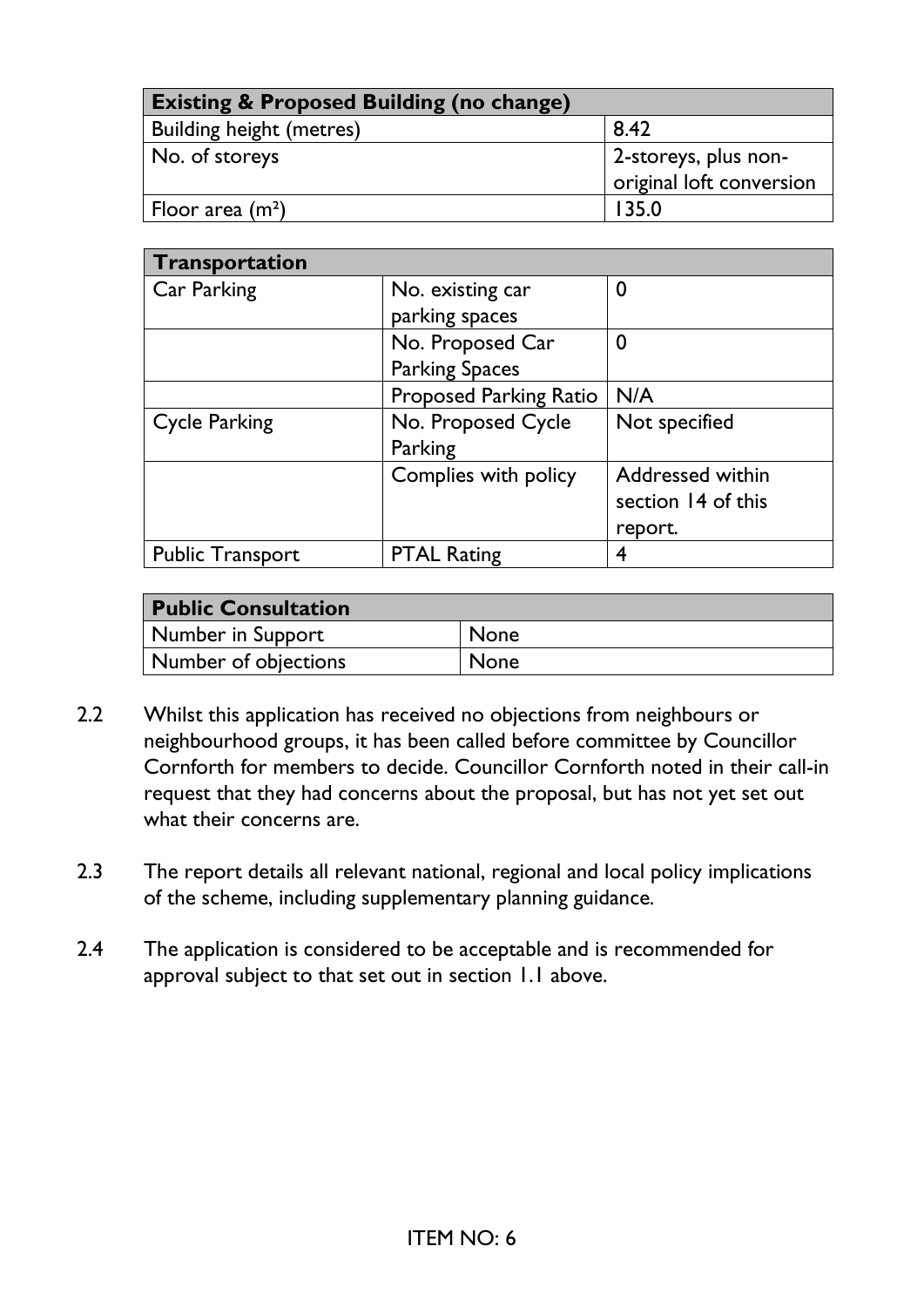| Existing & Proposed Building (no change) | |
|---|---|
| Building height (metres) | 8.42 |
| No. of storeys | 2-storeys, plus non-original loft conversion |
| Floor area (m²) | 135.0 |

| Transportation | | |
|---|---|---|
| Car Parking | No. existing car parking spaces | 0 |
| | No. Proposed Car Parking Spaces | 0 |
| | Proposed Parking Ratio | N/A |
| Cycle Parking | No. Proposed Cycle Parking | Not specified |
| | Complies with policy | Addressed within section 14 of this report. |
| Public Transport | PTAL Rating | 4 |

| Public Consultation | |
|---|---|
| Number in Support | None |
| Number of objections | None |

2.2 Whilst this application has received no objections from neighbours or neighbourhood groups, it has been called before committee by Councillor Cornforth for members to decide. Councillor Cornforth noted in their call-in request that they had concerns about the proposal, but has not yet set out what their concerns are.

2.3 The report details all relevant national, regional and local policy implications of the scheme, including supplementary planning guidance.

2.4 The application is considered to be acceptable and is recommended for approval subject to that set out in section 1.1 above.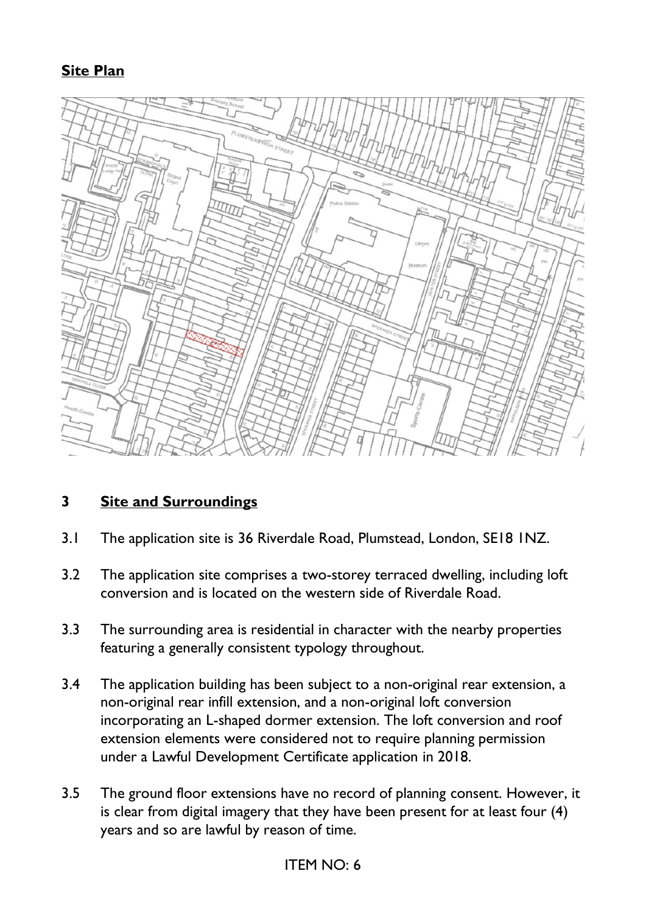## Site Plan

## 3 Site and Surroundings

3.1 The application site is 36 Riverdale Road, Plumstead, London, SE18 1NZ.

3.2 The application site comprises a two-storey terraced dwelling, including loft conversion and is located on the western side of Riverdale Road.

3.3 The surrounding area is residential in character with the nearby properties featuring a generally consistent typology throughout.

3.4 The application building has been subject to a non-original rear extension, a non-original rear infill extension, and a non-original loft conversion incorporating an L-shaped dormer extension. The loft conversion and roof extension elements were considered not to require planning permission under a Lawful Development Certificate application in 2018.

3.5 The ground floor extensions have no record of planning consent. However, it is clear from digital imagery that they have been present for at least four (4) years and so are lawful by reason of time.

ITEM NO: 6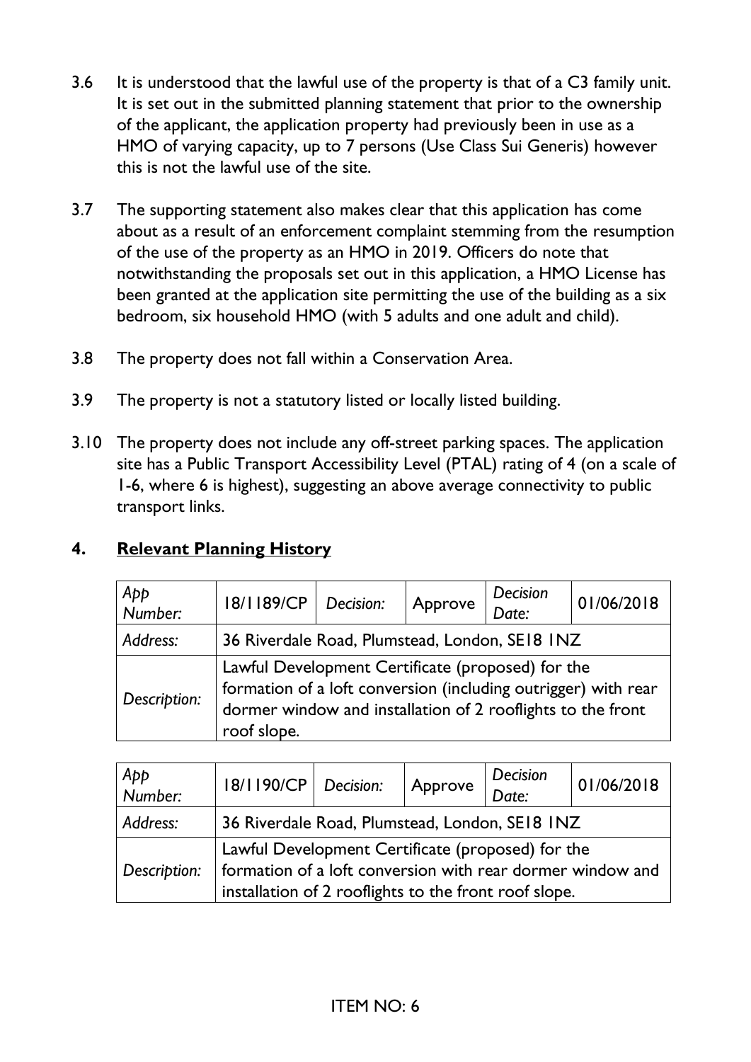3.6 It is understood that the lawful use of the property is that of a C3 family unit. It is set out in the submitted planning statement that prior to the ownership of the applicant, the application property had previously been in use as a HMO of varying capacity, up to 7 persons (Use Class Sui Generis) however this is not the lawful use of the site.

3.7 The supporting statement also makes clear that this application has come about as a result of an enforcement complaint stemming from the resumption of the use of the property as an HMO in 2019. Officers do note that notwithstanding the proposals set out in this application, a HMO License has been granted at the application site permitting the use of the building as a six bedroom, six household HMO (with 5 adults and one adult and child).

3.8 The property does not fall within a Conservation Area.

3.9 The property is not a statutory listed or locally listed building.

3.10 The property does not include any off-street parking spaces. The application site has a Public Transport Accessibility Level (PTAL) rating of 4 (on a scale of 1-6, where 6 is highest), suggesting an above average connectivity to public transport links.

## 4. Relevant Planning History

| *App Number:* | 18/1189/CP | *Decision:* | Approve | *Decision Date:* | 01/06/2018 |
|---|---|---|---|---|---|
| *Address:* | 36 Riverdale Road, Plumstead, London, SE18 1NZ | | | | |
| *Description:* | Lawful Development Certificate (proposed) for the formation of a loft conversion (including outrigger) with rear dormer window and installation of 2 rooflights to the front roof slope. | | | | |

| *App Number:* | 18/1190/CP | *Decision:* | Approve | *Decision Date:* | 01/06/2018 |
|---|---|---|---|---|---|
| *Address:* | 36 Riverdale Road, Plumstead, London, SE18 1NZ | | | | |
| *Description:* | Lawful Development Certificate (proposed) for the formation of a loft conversion with rear dormer window and installation of 2 rooflights to the front roof slope. | | | | |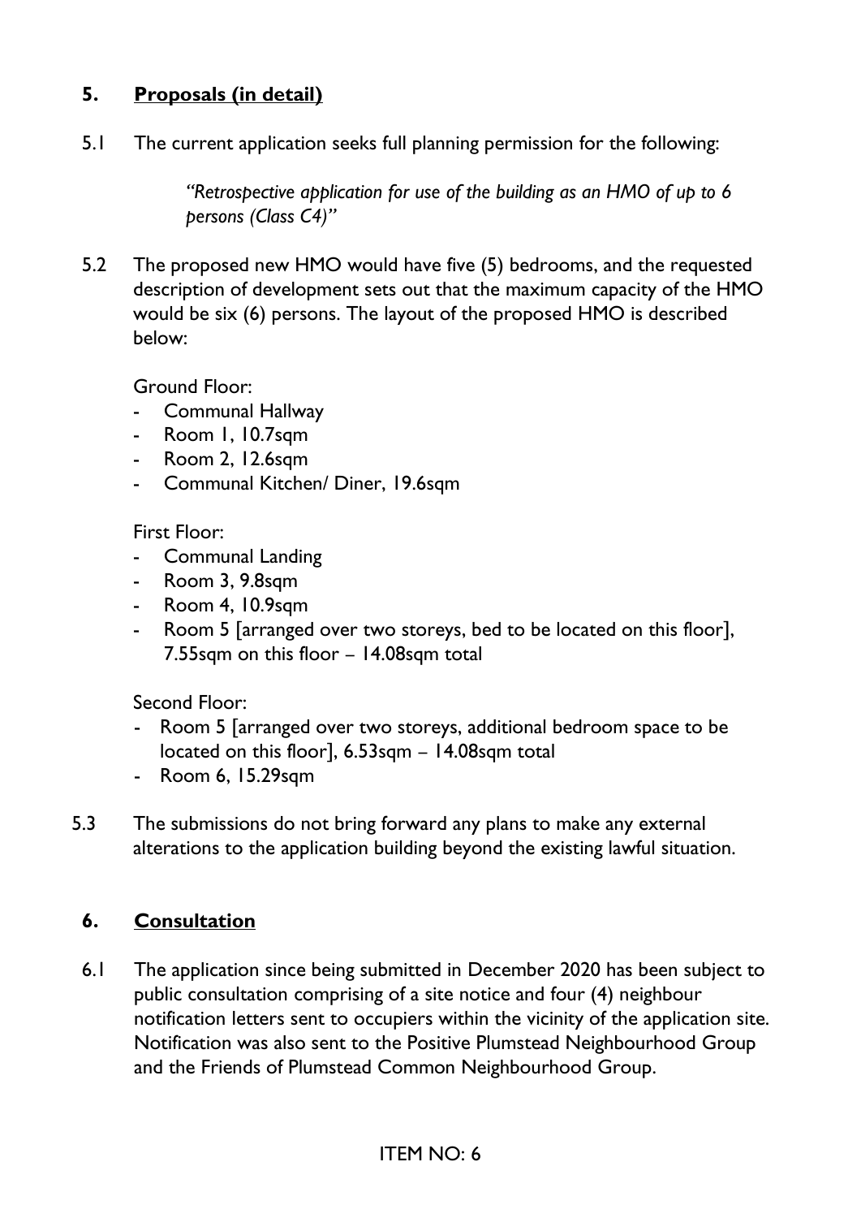## 5. **Proposals (in detail)**

5.1 The current application seeks full planning permission for the following:

> *"Retrospective application for use of the building as an HMO of up to 6 persons (Class C4)"*

5.2 The proposed new HMO would have five (5) bedrooms, and the requested description of development sets out that the maximum capacity of the HMO would be six (6) persons. The layout of the proposed HMO is described below:

Ground Floor:

- Communal Hallway
- Room 1, 10.7sqm
- Room 2, 12.6sqm
- Communal Kitchen/ Diner, 19.6sqm

First Floor:

- Communal Landing
- Room 3, 9.8sqm
- Room 4, 10.9sqm
- Room 5 [arranged over two storeys, bed to be located on this floor], 7.55sqm on this floor – 14.08sqm total

Second Floor:

- Room 5 [arranged over two storeys, additional bedroom space to be located on this floor], 6.53sqm – 14.08sqm total
- Room 6, 15.29sqm

5.3 The submissions do not bring forward any plans to make any external alterations to the application building beyond the existing lawful situation.

## 6. **Consultation**

6.1 The application since being submitted in December 2020 has been subject to public consultation comprising of a site notice and four (4) neighbour notification letters sent to occupiers within the vicinity of the application site. Notification was also sent to the Positive Plumstead Neighbourhood Group and the Friends of Plumstead Common Neighbourhood Group.

ITEM NO: 6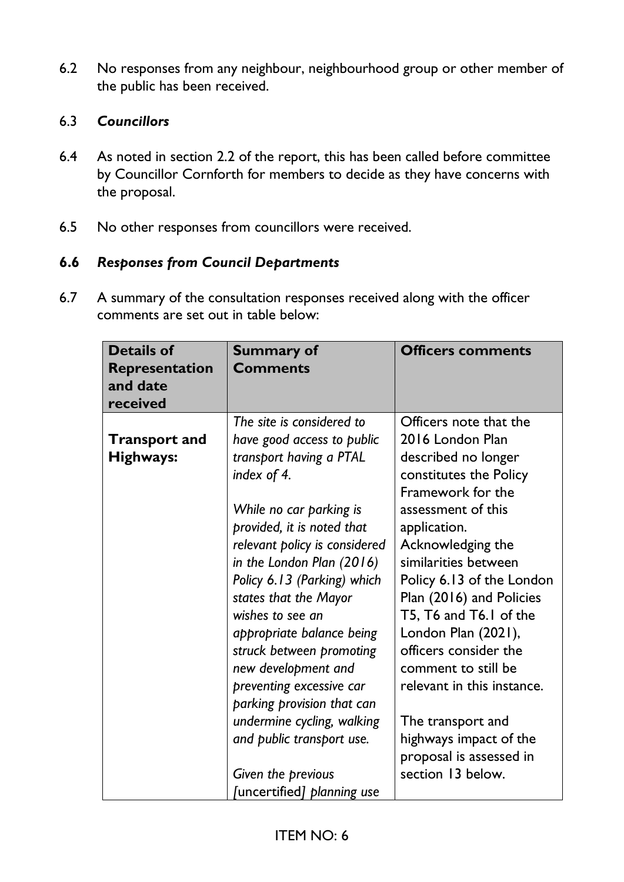6.2 No responses from any neighbour, neighbourhood group or other member of the public has been received.

6.3 ***Councillors***

6.4 As noted in section 2.2 of the report, this has been called before committee by Councillor Cornforth for members to decide as they have concerns with the proposal.

6.5 No other responses from councillors were received.

**6.6** ***Responses from Council Departments***

6.7 A summary of the consultation responses received along with the officer comments are set out in table below:

| Details of Representation and date received | Summary of Comments | Officers comments |
|---|---|---|
| **Transport and Highways:** | *The site is considered to have good access to public transport having a PTAL index of 4.*<br><br>*While no car parking is provided, it is noted that relevant policy is considered in the London Plan (2016) Policy 6.13 (Parking) which states that the Mayor wishes to see an appropriate balance being struck between promoting new development and preventing excessive car parking provision that can undermine cycling, walking and public transport use.*<br><br>*Given the previous [*uncertified*] planning use* | Officers note that the 2016 London Plan described no longer constitutes the Policy Framework for the assessment of this application. Acknowledging the similarities between Policy 6.13 of the London Plan (2016) and Policies T5, T6 and T6.1 of the London Plan (2021), officers consider the comment to still be relevant in this instance.<br><br>The transport and highways impact of the proposal is assessed in section 13 below. |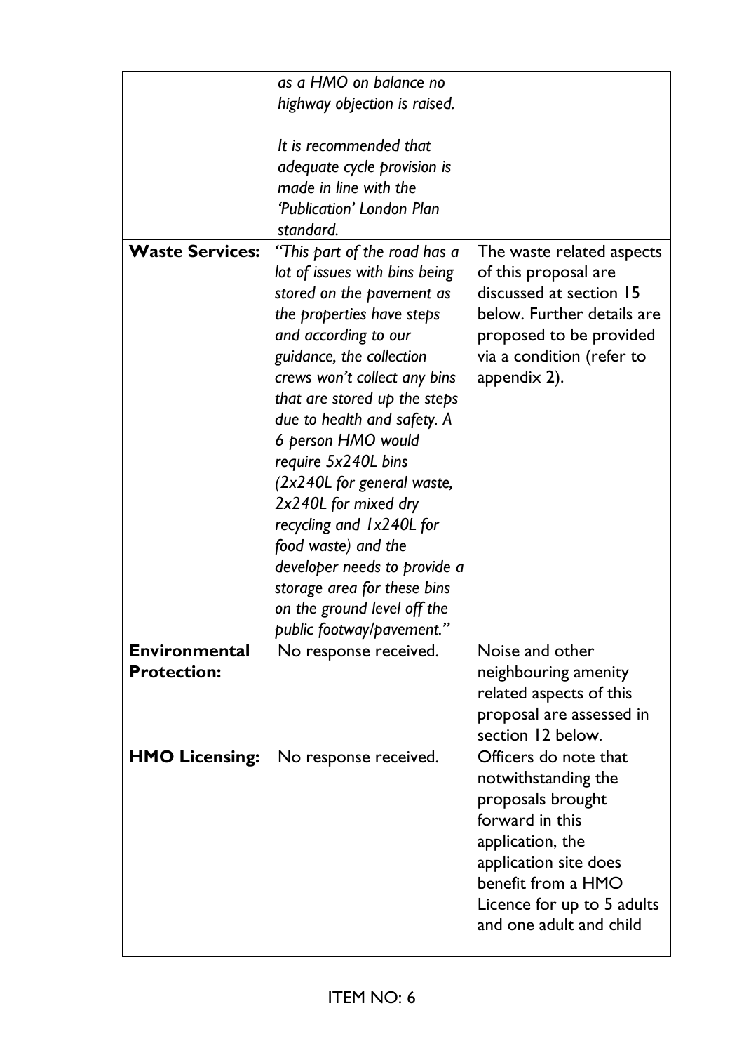| | | |
|---|---|---|
| | *as a HMO on balance no highway objection is raised.*<br><br>*It is recommended that adequate cycle provision is made in line with the 'Publication' London Plan standard.* | |
| **Waste Services:** | *"This part of the road has a lot of issues with bins being stored on the pavement as the properties have steps and according to our guidance, the collection crews won't collect any bins that are stored up the steps due to health and safety. A 6 person HMO would require 5x240L bins (2x240L for general waste, 2x240L for mixed dry recycling and 1x240L for food waste) and the developer needs to provide a storage area for these bins on the ground level off the public footway/pavement."* | The waste related aspects of this proposal are discussed at section 15 below. Further details are proposed to be provided via a condition (refer to appendix 2). |
| **Environmental Protection:** | No response received. | Noise and other neighbouring amenity related aspects of this proposal are assessed in section 12 below. |
| **HMO Licensing:** | No response received. | Officers do note that notwithstanding the proposals brought forward in this application, the application site does benefit from a HMO Licence for up to 5 adults and one adult and child |

ITEM NO: 6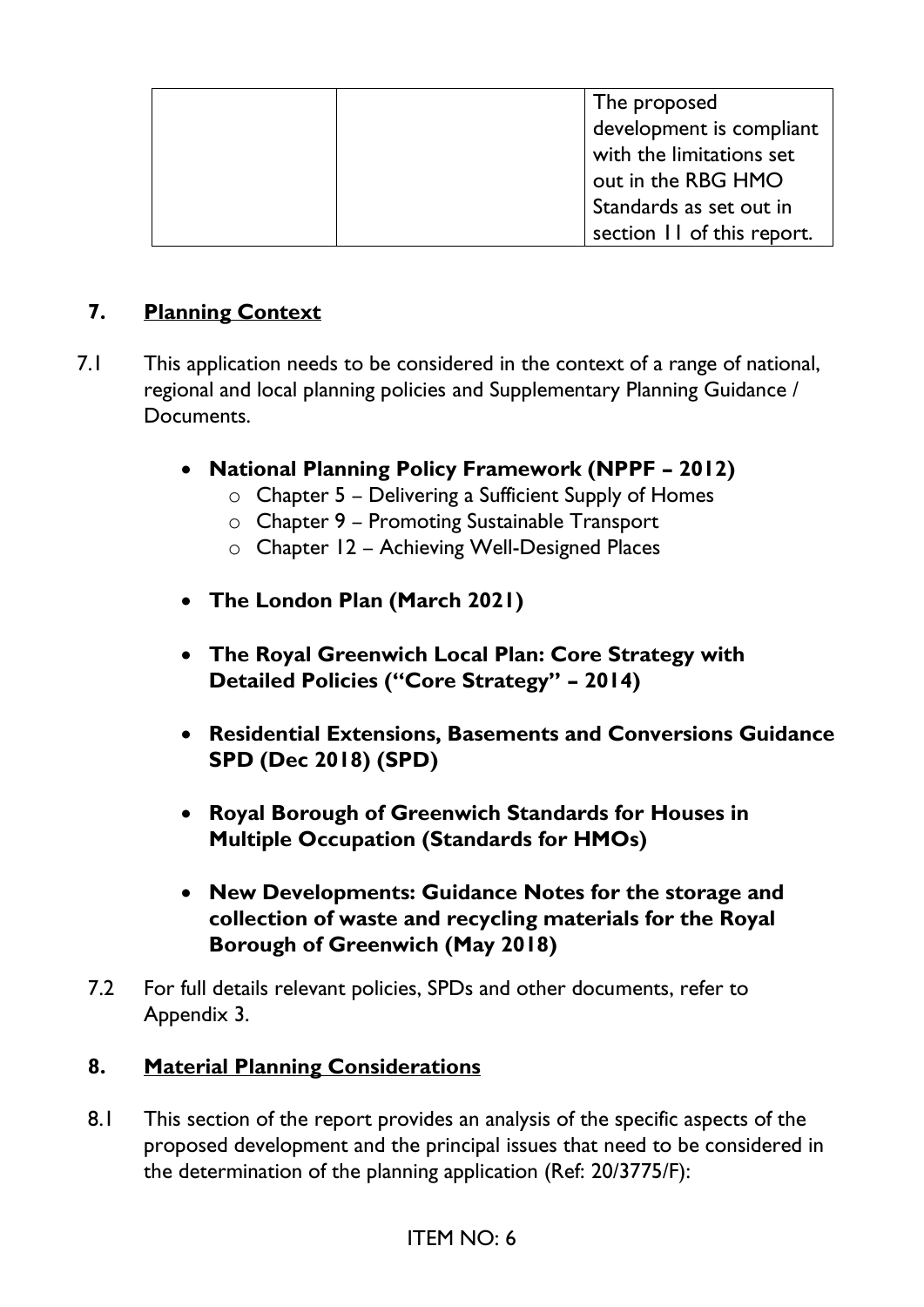| | | The proposed development is compliant with the limitations set out in the RBG HMO Standards as set out in section 11 of this report. |
|---|---|---|

## 7. Planning Context

7.1 This application needs to be considered in the context of a range of national, regional and local planning policies and Supplementary Planning Guidance / Documents.

- **National Planning Policy Framework (NPPF – 2012)**
  - Chapter 5 – Delivering a Sufficient Supply of Homes
  - Chapter 9 – Promoting Sustainable Transport
  - Chapter 12 – Achieving Well-Designed Places
- **The London Plan (March 2021)**
- **The Royal Greenwich Local Plan: Core Strategy with Detailed Policies ("Core Strategy" – 2014)**
- **Residential Extensions, Basements and Conversions Guidance SPD (Dec 2018) (SPD)**
- **Royal Borough of Greenwich Standards for Houses in Multiple Occupation (Standards for HMOs)**
- **New Developments: Guidance Notes for the storage and collection of waste and recycling materials for the Royal Borough of Greenwich (May 2018)**

7.2 For full details relevant policies, SPDs and other documents, refer to Appendix 3.

## 8. Material Planning Considerations

8.1 This section of the report provides an analysis of the specific aspects of the proposed development and the principal issues that need to be considered in the determination of the planning application (Ref: 20/3775/F):

ITEM NO: 6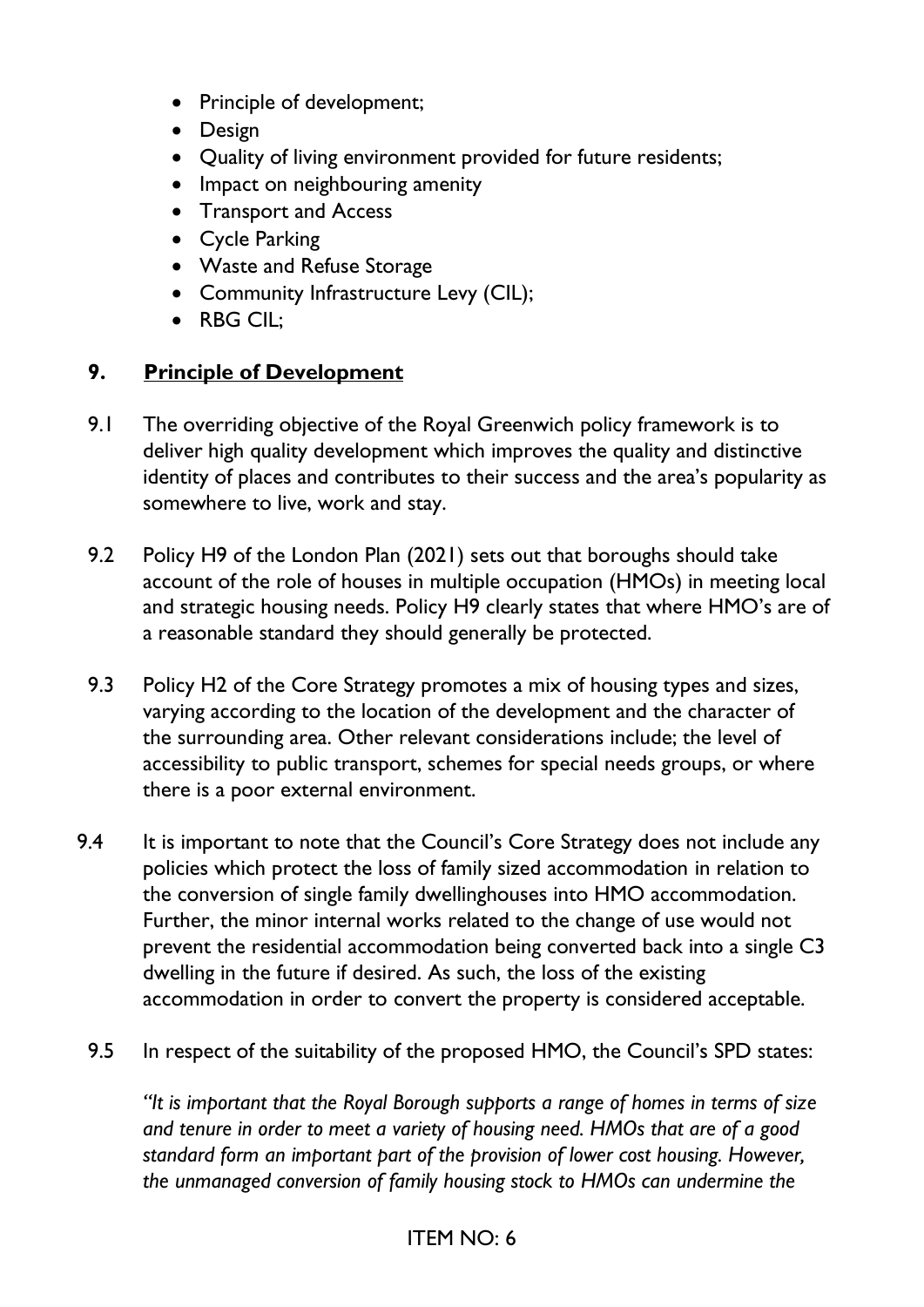- Principle of development;
- Design
- Quality of living environment provided for future residents;
- Impact on neighbouring amenity
- Transport and Access
- Cycle Parking
- Waste and Refuse Storage
- Community Infrastructure Levy (CIL);
- RBG CIL;

## 9. **Principle of Development**

9.1 The overriding objective of the Royal Greenwich policy framework is to deliver high quality development which improves the quality and distinctive identity of places and contributes to their success and the area's popularity as somewhere to live, work and stay.

9.2 Policy H9 of the London Plan (2021) sets out that boroughs should take account of the role of houses in multiple occupation (HMOs) in meeting local and strategic housing needs. Policy H9 clearly states that where HMO's are of a reasonable standard they should generally be protected.

9.3 Policy H2 of the Core Strategy promotes a mix of housing types and sizes, varying according to the location of the development and the character of the surrounding area. Other relevant considerations include; the level of accessibility to public transport, schemes for special needs groups, or where there is a poor external environment.

9.4 It is important to note that the Council's Core Strategy does not include any policies which protect the loss of family sized accommodation in relation to the conversion of single family dwellinghouses into HMO accommodation. Further, the minor internal works related to the change of use would not prevent the residential accommodation being converted back into a single C3 dwelling in the future if desired. As such, the loss of the existing accommodation in order to convert the property is considered acceptable.

9.5 In respect of the suitability of the proposed HMO, the Council's SPD states:

*"It is important that the Royal Borough supports a range of homes in terms of size and tenure in order to meet a variety of housing need. HMOs that are of a good standard form an important part of the provision of lower cost housing. However, the unmanaged conversion of family housing stock to HMOs can undermine the*

ITEM NO: 6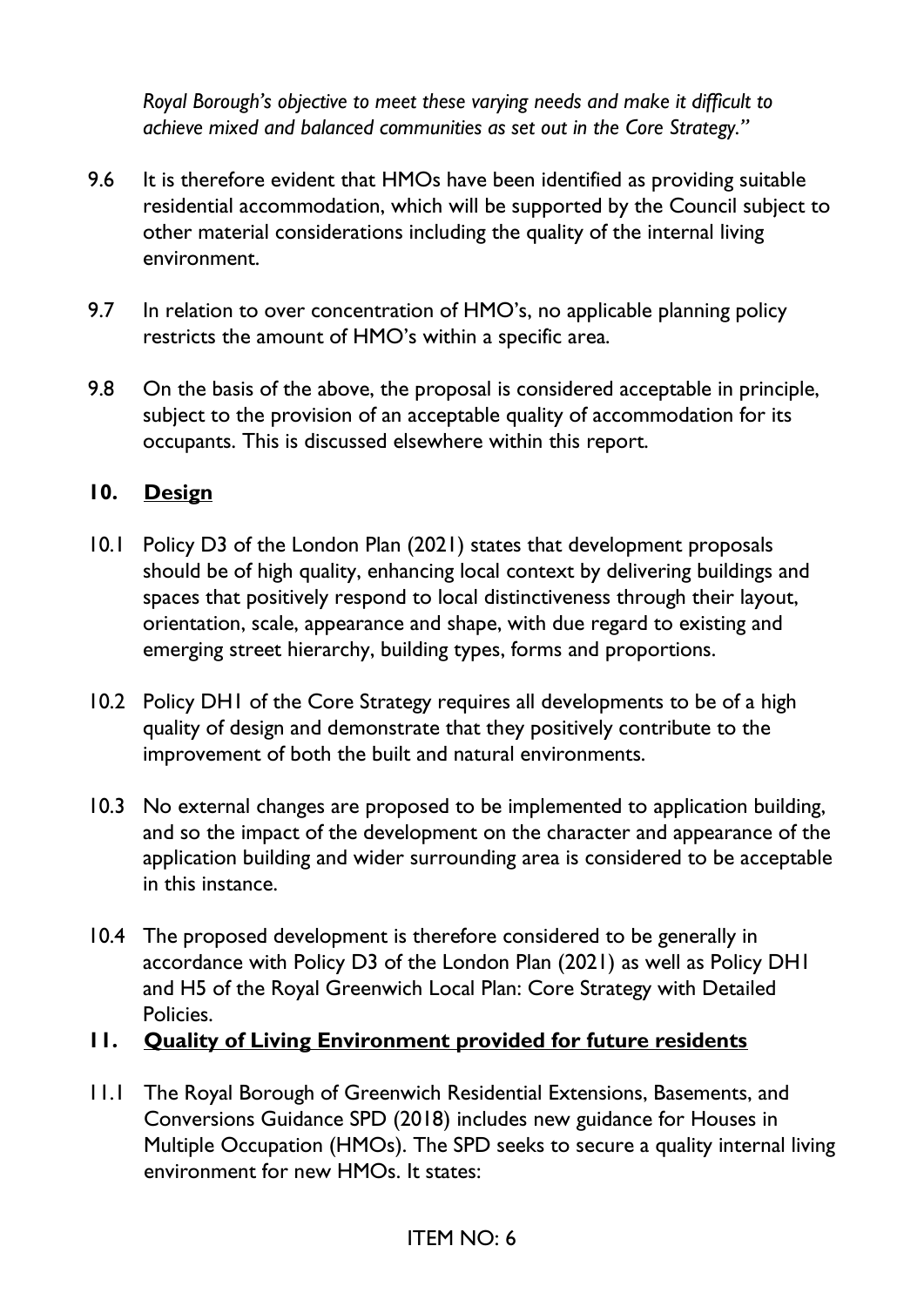*Royal Borough's objective to meet these varying needs and make it difficult to achieve mixed and balanced communities as set out in the Core Strategy."*

9.6 It is therefore evident that HMOs have been identified as providing suitable residential accommodation, which will be supported by the Council subject to other material considerations including the quality of the internal living environment.

9.7 In relation to over concentration of HMO's, no applicable planning policy restricts the amount of HMO's within a specific area.

9.8 On the basis of the above, the proposal is considered acceptable in principle, subject to the provision of an acceptable quality of accommodation for its occupants. This is discussed elsewhere within this report.

## 10. <u>Design</u>

10.1 Policy D3 of the London Plan (2021) states that development proposals should be of high quality, enhancing local context by delivering buildings and spaces that positively respond to local distinctiveness through their layout, orientation, scale, appearance and shape, with due regard to existing and emerging street hierarchy, building types, forms and proportions.

10.2 Policy DH1 of the Core Strategy requires all developments to be of a high quality of design and demonstrate that they positively contribute to the improvement of both the built and natural environments.

10.3 No external changes are proposed to be implemented to application building, and so the impact of the development on the character and appearance of the application building and wider surrounding area is considered to be acceptable in this instance.

10.4 The proposed development is therefore considered to be generally in accordance with Policy D3 of the London Plan (2021) as well as Policy DH1 and H5 of the Royal Greenwich Local Plan: Core Strategy with Detailed Policies.

## 11. <u>Quality of Living Environment provided for future residents</u>

11.1 The Royal Borough of Greenwich Residential Extensions, Basements, and Conversions Guidance SPD (2018) includes new guidance for Houses in Multiple Occupation (HMOs). The SPD seeks to secure a quality internal living environment for new HMOs. It states:

ITEM NO: 6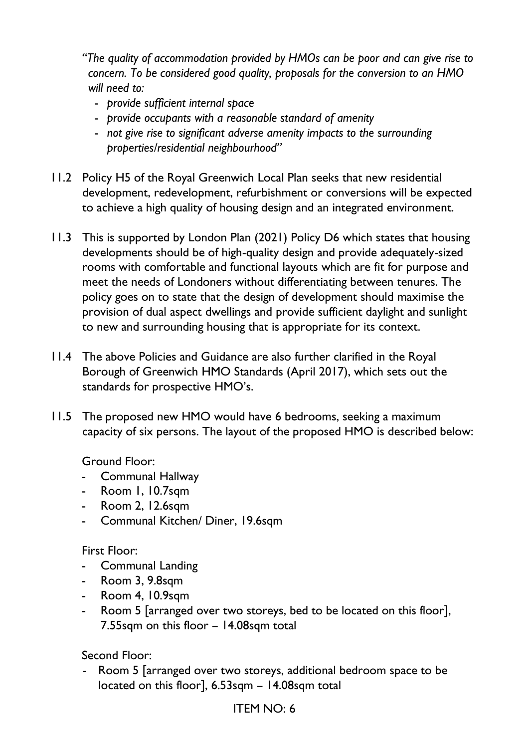*"The quality of accommodation provided by HMOs can be poor and can give rise to concern. To be considered good quality, proposals for the conversion to an HMO will need to:*

- *provide sufficient internal space*
- *provide occupants with a reasonable standard of amenity*
- *not give rise to significant adverse amenity impacts to the surrounding properties/residential neighbourhood"*

11.2 Policy H5 of the Royal Greenwich Local Plan seeks that new residential development, redevelopment, refurbishment or conversions will be expected to achieve a high quality of housing design and an integrated environment.

11.3 This is supported by London Plan (2021) Policy D6 which states that housing developments should be of high-quality design and provide adequately-sized rooms with comfortable and functional layouts which are fit for purpose and meet the needs of Londoners without differentiating between tenures. The policy goes on to state that the design of development should maximise the provision of dual aspect dwellings and provide sufficient daylight and sunlight to new and surrounding housing that is appropriate for its context.

11.4 The above Policies and Guidance are also further clarified in the Royal Borough of Greenwich HMO Standards (April 2017), which sets out the standards for prospective HMO's.

11.5 The proposed new HMO would have 6 bedrooms, seeking a maximum capacity of six persons. The layout of the proposed HMO is described below:

Ground Floor:

- Communal Hallway
- Room 1, 10.7sqm
- Room 2, 12.6sqm
- Communal Kitchen/ Diner, 19.6sqm

First Floor:

- Communal Landing
- Room 3, 9.8sqm
- Room 4, 10.9sqm
- Room 5 [arranged over two storeys, bed to be located on this floor], 7.55sqm on this floor – 14.08sqm total

Second Floor:

- Room 5 [arranged over two storeys, additional bedroom space to be located on this floor], 6.53sqm – 14.08sqm total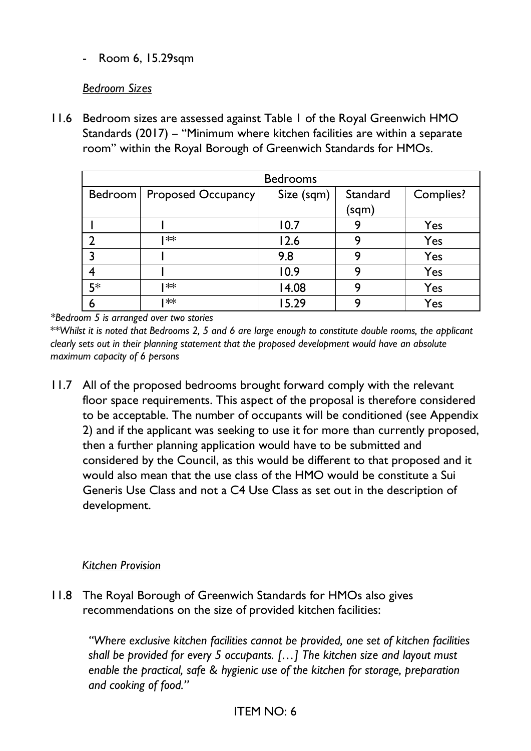- Room 6, 15.29sqm

*Bedroom Sizes*

11.6 Bedroom sizes are assessed against Table 1 of the Royal Greenwich HMO Standards (2017) – "Minimum where kitchen facilities are within a separate room" within the Royal Borough of Greenwich Standards for HMOs.

| Bedrooms | | | | |
|---|---|---|---|---|
| Bedroom | Proposed Occupancy | Size (sqm) | Standard (sqm) | Complies? |
| 1 | 1 | 10.7 | 9 | Yes |
| 2 | 1** | 12.6 | 9 | Yes |
| 3 | 1 | 9.8 | 9 | Yes |
| 4 | 1 | 10.9 | 9 | Yes |
| 5* | 1** | 14.08 | 9 | Yes |
| 6 | 1** | 15.29 | 9 | Yes |

*\*Bedroom 5 is arranged over two stories*

*\*\*Whilst it is noted that Bedrooms 2, 5 and 6 are large enough to constitute double rooms, the applicant clearly sets out in their planning statement that the proposed development would have an absolute maximum capacity of 6 persons*

11.7 All of the proposed bedrooms brought forward comply with the relevant floor space requirements. This aspect of the proposal is therefore considered to be acceptable. The number of occupants will be conditioned (see Appendix 2) and if the applicant was seeking to use it for more than currently proposed, then a further planning application would have to be submitted and considered by the Council, as this would be different to that proposed and it would also mean that the use class of the HMO would be constitute a Sui Generis Use Class and not a C4 Use Class as set out in the description of development.

*Kitchen Provision*

11.8 The Royal Borough of Greenwich Standards for HMOs also gives recommendations on the size of provided kitchen facilities:

> *"Where exclusive kitchen facilities cannot be provided, one set of kitchen facilities shall be provided for every 5 occupants. […] The kitchen size and layout must enable the practical, safe & hygienic use of the kitchen for storage, preparation and cooking of food."*

ITEM NO: 6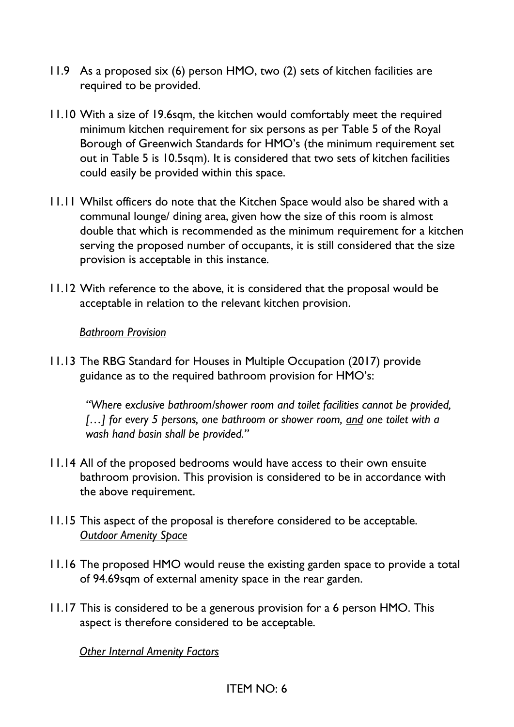11.9 As a proposed six (6) person HMO, two (2) sets of kitchen facilities are required to be provided.

11.10 With a size of 19.6sqm, the kitchen would comfortably meet the required minimum kitchen requirement for six persons as per Table 5 of the Royal Borough of Greenwich Standards for HMO's (the minimum requirement set out in Table 5 is 10.5sqm). It is considered that two sets of kitchen facilities could easily be provided within this space.

11.11 Whilst officers do note that the Kitchen Space would also be shared with a communal lounge/ dining area, given how the size of this room is almost double that which is recommended as the minimum requirement for a kitchen serving the proposed number of occupants, it is still considered that the size provision is acceptable in this instance.

11.12 With reference to the above, it is considered that the proposal would be acceptable in relation to the relevant kitchen provision.

*Bathroom Provision*

11.13 The RBG Standard for Houses in Multiple Occupation (2017) provide guidance as to the required bathroom provision for HMO's:

> *"Where exclusive bathroom/shower room and toilet facilities cannot be provided, […] for every 5 persons, one bathroom or shower room, and one toilet with a wash hand basin shall be provided."*

11.14 All of the proposed bedrooms would have access to their own ensuite bathroom provision. This provision is considered to be in accordance with the above requirement.

11.15 This aspect of the proposal is therefore considered to be acceptable.

*Outdoor Amenity Space*

11.16 The proposed HMO would reuse the existing garden space to provide a total of 94.69sqm of external amenity space in the rear garden.

11.17 This is considered to be a generous provision for a 6 person HMO. This aspect is therefore considered to be acceptable.

*Other Internal Amenity Factors*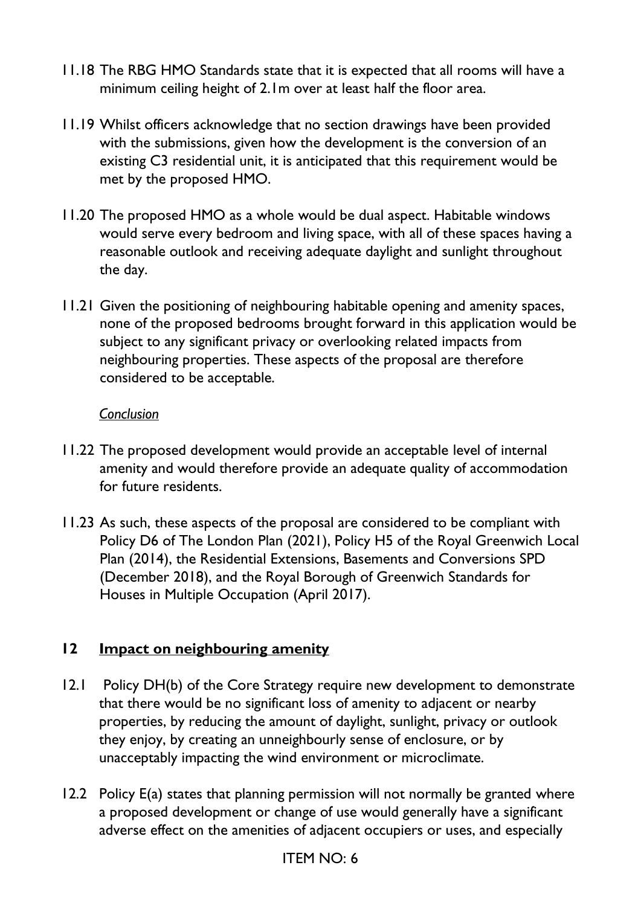11.18 The RBG HMO Standards state that it is expected that all rooms will have a minimum ceiling height of 2.1m over at least half the floor area.

11.19 Whilst officers acknowledge that no section drawings have been provided with the submissions, given how the development is the conversion of an existing C3 residential unit, it is anticipated that this requirement would be met by the proposed HMO.

11.20 The proposed HMO as a whole would be dual aspect. Habitable windows would serve every bedroom and living space, with all of these spaces having a reasonable outlook and receiving adequate daylight and sunlight throughout the day.

11.21 Given the positioning of neighbouring habitable opening and amenity spaces, none of the proposed bedrooms brought forward in this application would be subject to any significant privacy or overlooking related impacts from neighbouring properties. These aspects of the proposal are therefore considered to be acceptable.

*Conclusion*

11.22 The proposed development would provide an acceptable level of internal amenity and would therefore provide an adequate quality of accommodation for future residents.

11.23 As such, these aspects of the proposal are considered to be compliant with Policy D6 of The London Plan (2021), Policy H5 of the Royal Greenwich Local Plan (2014), the Residential Extensions, Basements and Conversions SPD (December 2018), and the Royal Borough of Greenwich Standards for Houses in Multiple Occupation (April 2017).

## 12 Impact on neighbouring amenity

12.1 Policy DH(b) of the Core Strategy require new development to demonstrate that there would be no significant loss of amenity to adjacent or nearby properties, by reducing the amount of daylight, sunlight, privacy or outlook they enjoy, by creating an unneighbourly sense of enclosure, or by unacceptably impacting the wind environment or microclimate.

12.2 Policy E(a) states that planning permission will not normally be granted where a proposed development or change of use would generally have a significant adverse effect on the amenities of adjacent occupiers or uses, and especially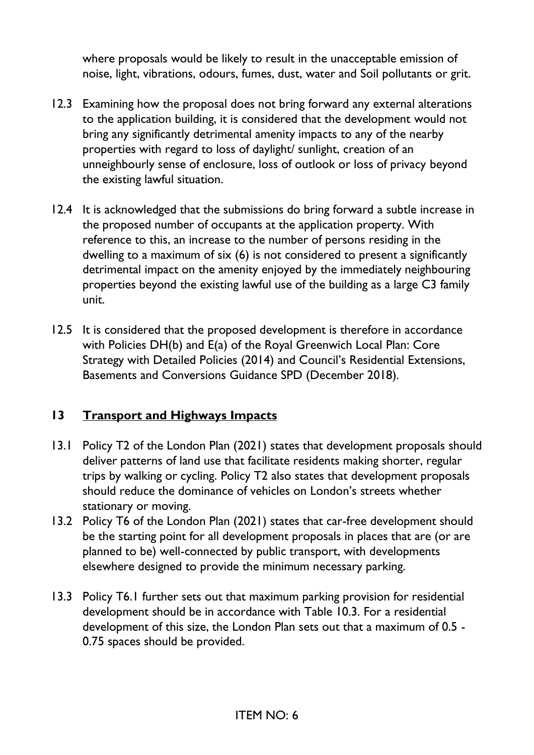where proposals would be likely to result in the unacceptable emission of noise, light, vibrations, odours, fumes, dust, water and Soil pollutants or grit.

12.3 Examining how the proposal does not bring forward any external alterations to the application building, it is considered that the development would not bring any significantly detrimental amenity impacts to any of the nearby properties with regard to loss of daylight/ sunlight, creation of an unneighbourly sense of enclosure, loss of outlook or loss of privacy beyond the existing lawful situation.

12.4 It is acknowledged that the submissions do bring forward a subtle increase in the proposed number of occupants at the application property. With reference to this, an increase to the number of persons residing in the dwelling to a maximum of six (6) is not considered to present a significantly detrimental impact on the amenity enjoyed by the immediately neighbouring properties beyond the existing lawful use of the building as a large C3 family unit.

12.5 It is considered that the proposed development is therefore in accordance with Policies DH(b) and E(a) of the Royal Greenwich Local Plan: Core Strategy with Detailed Policies (2014) and Council's Residential Extensions, Basements and Conversions Guidance SPD (December 2018).

## 13 <u>Transport and Highways Impacts</u>

13.1 Policy T2 of the London Plan (2021) states that development proposals should deliver patterns of land use that facilitate residents making shorter, regular trips by walking or cycling. Policy T2 also states that development proposals should reduce the dominance of vehicles on London's streets whether stationary or moving.

13.2 Policy T6 of the London Plan (2021) states that car-free development should be the starting point for all development proposals in places that are (or are planned to be) well-connected by public transport, with developments elsewhere designed to provide the minimum necessary parking.

13.3 Policy T6.1 further sets out that maximum parking provision for residential development should be in accordance with Table 10.3. For a residential development of this size, the London Plan sets out that a maximum of 0.5 - 0.75 spaces should be provided.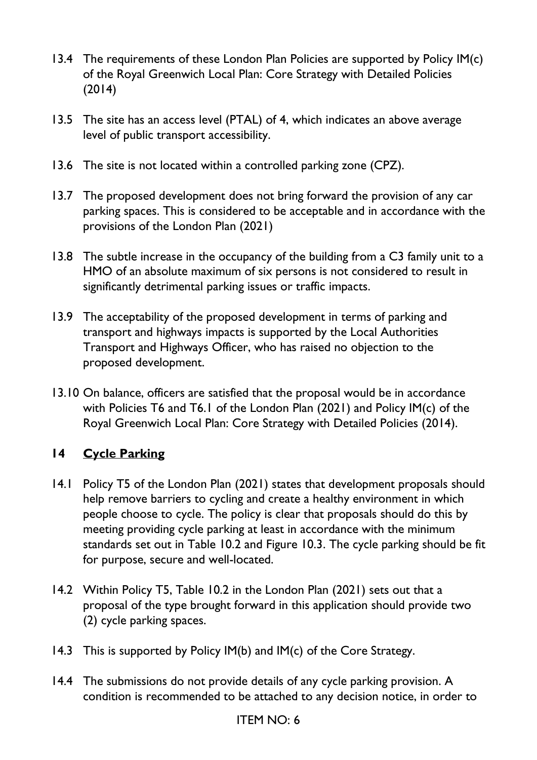13.4 The requirements of these London Plan Policies are supported by Policy IM(c) of the Royal Greenwich Local Plan: Core Strategy with Detailed Policies (2014)

13.5 The site has an access level (PTAL) of 4, which indicates an above average level of public transport accessibility.

13.6 The site is not located within a controlled parking zone (CPZ).

13.7 The proposed development does not bring forward the provision of any car parking spaces. This is considered to be acceptable and in accordance with the provisions of the London Plan (2021)

13.8 The subtle increase in the occupancy of the building from a C3 family unit to a HMO of an absolute maximum of six persons is not considered to result in significantly detrimental parking issues or traffic impacts.

13.9 The acceptability of the proposed development in terms of parking and transport and highways impacts is supported by the Local Authorities Transport and Highways Officer, who has raised no objection to the proposed development.

13.10 On balance, officers are satisfied that the proposal would be in accordance with Policies T6 and T6.1 of the London Plan (2021) and Policy IM(c) of the Royal Greenwich Local Plan: Core Strategy with Detailed Policies (2014).

## 14 <u>Cycle Parking</u>

14.1 Policy T5 of the London Plan (2021) states that development proposals should help remove barriers to cycling and create a healthy environment in which people choose to cycle. The policy is clear that proposals should do this by meeting providing cycle parking at least in accordance with the minimum standards set out in Table 10.2 and Figure 10.3. The cycle parking should be fit for purpose, secure and well-located.

14.2 Within Policy T5, Table 10.2 in the London Plan (2021) sets out that a proposal of the type brought forward in this application should provide two (2) cycle parking spaces.

14.3 This is supported by Policy IM(b) and IM(c) of the Core Strategy.

14.4 The submissions do not provide details of any cycle parking provision. A condition is recommended to be attached to any decision notice, in order to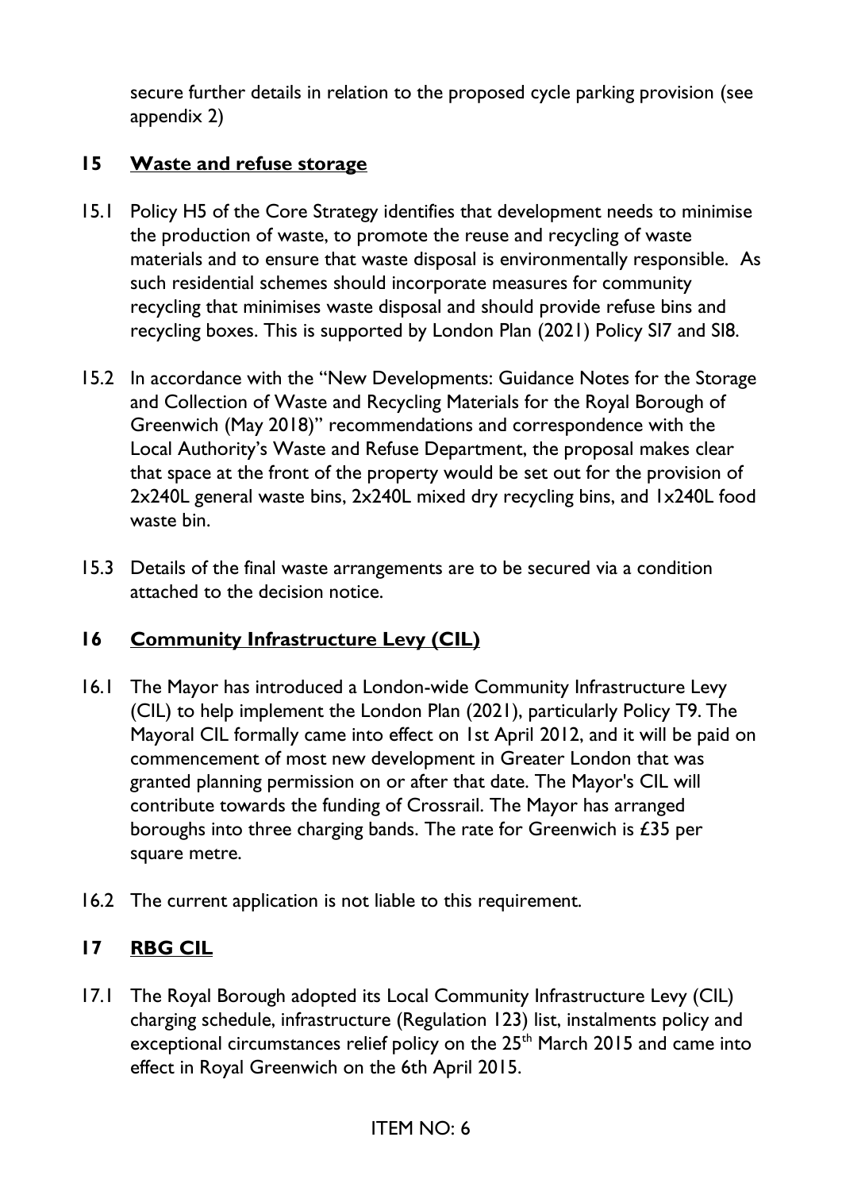secure further details in relation to the proposed cycle parking provision (see appendix 2)

## 15 Waste and refuse storage

15.1 Policy H5 of the Core Strategy identifies that development needs to minimise the production of waste, to promote the reuse and recycling of waste materials and to ensure that waste disposal is environmentally responsible. As such residential schemes should incorporate measures for community recycling that minimises waste disposal and should provide refuse bins and recycling boxes. This is supported by London Plan (2021) Policy SI7 and SI8.

15.2 In accordance with the "New Developments: Guidance Notes for the Storage and Collection of Waste and Recycling Materials for the Royal Borough of Greenwich (May 2018)" recommendations and correspondence with the Local Authority's Waste and Refuse Department, the proposal makes clear that space at the front of the property would be set out for the provision of 2x240L general waste bins, 2x240L mixed dry recycling bins, and 1x240L food waste bin.

15.3 Details of the final waste arrangements are to be secured via a condition attached to the decision notice.

## 16 Community Infrastructure Levy (CIL)

16.1 The Mayor has introduced a London-wide Community Infrastructure Levy (CIL) to help implement the London Plan (2021), particularly Policy T9. The Mayoral CIL formally came into effect on 1st April 2012, and it will be paid on commencement of most new development in Greater London that was granted planning permission on or after that date. The Mayor's CIL will contribute towards the funding of Crossrail. The Mayor has arranged boroughs into three charging bands. The rate for Greenwich is £35 per square metre.

16.2 The current application is not liable to this requirement.

## 17 RBG CIL

17.1 The Royal Borough adopted its Local Community Infrastructure Levy (CIL) charging schedule, infrastructure (Regulation 123) list, instalments policy and exceptional circumstances relief policy on the 25th March 2015 and came into effect in Royal Greenwich on the 6th April 2015.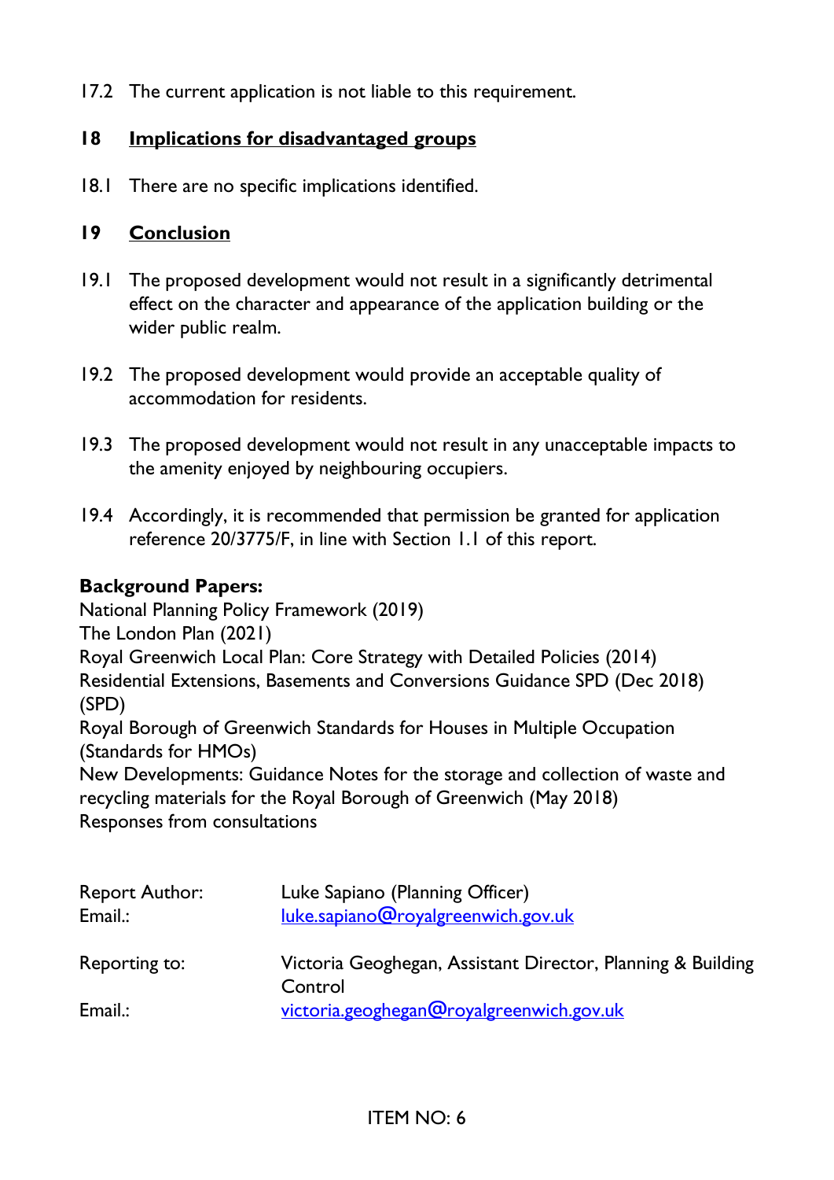17.2 The current application is not liable to this requirement.

## 18 Implications for disadvantaged groups

18.1 There are no specific implications identified.

## 19 Conclusion

19.1 The proposed development would not result in a significantly detrimental effect on the character and appearance of the application building or the wider public realm.

19.2 The proposed development would provide an acceptable quality of accommodation for residents.

19.3 The proposed development would not result in any unacceptable impacts to the amenity enjoyed by neighbouring occupiers.

19.4 Accordingly, it is recommended that permission be granted for application reference 20/3775/F, in line with Section 1.1 of this report.

**Background Papers:**

National Planning Policy Framework (2019)
The London Plan (2021)
Royal Greenwich Local Plan: Core Strategy with Detailed Policies (2014)
Residential Extensions, Basements and Conversions Guidance SPD (Dec 2018) (SPD)
Royal Borough of Greenwich Standards for Houses in Multiple Occupation (Standards for HMOs)
New Developments: Guidance Notes for the storage and collection of waste and recycling materials for the Royal Borough of Greenwich (May 2018)
Responses from consultations

| | |
|---|---|
| Report Author: | Luke Sapiano (Planning Officer) |
| Email.: | luke.sapiano@royalgreenwich.gov.uk |
| Reporting to: | Victoria Geoghegan, Assistant Director, Planning & Building Control |
| Email.: | victoria.geoghegan@royalgreenwich.gov.uk |

ITEM NO: 6